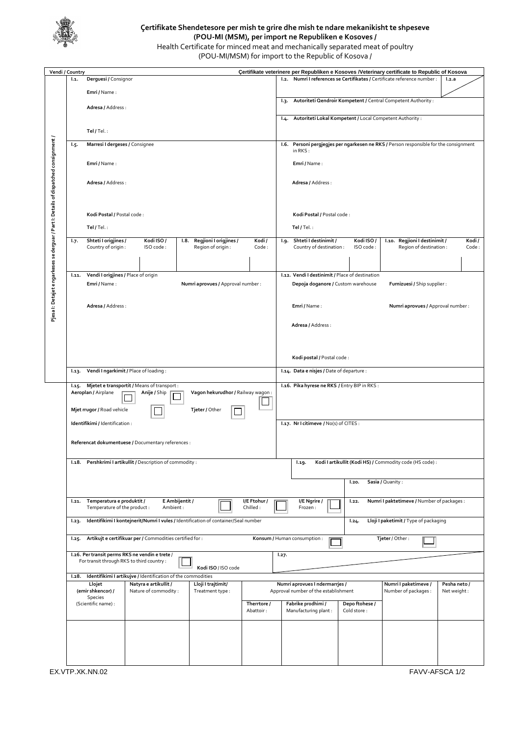# Çertifikate Shendetesore per mish te grire dhe mish te ndare mekanikisht te shpeseve (POU-MI (MSM), per import ne Republiken e Kosoves /

Health Certificate for minced meat and mechanically separated meat of poultry (POU-MI/MSM) for import to the Republic of Kosova /

**Vendi / Country** — **Çertifikate veterinere per Republiken e Kosoves /Veterinary certificate to Republic of Kosova**

**Pjesa I: Detajet e ngarkeses se derguar / Part I: Details of dispatched consignment /**

| | |
|---|---|
| I.1. **Derguesi /** Consignor<br>**Emri /** Name :<br>**Adresa /** Address :<br>**Tel /** Tel. : | I.2. **Numri I references se Certifikates /** Certificate reference number : I.2.a<br>I.3. **Autoriteti Qendroir Kompetent /** Central Competent Authority :<br>I.4. **Autoriteti Lokal Kompetent /** Local Competent Authority : |
| I.5. **Marresi I dergeses /** Consignee<br>**Emri /** Name :<br>**Adresa /** Address :<br>**Kodi Postal /** Postal code :<br>**Tel /** Tel. : | I.6. **Personi pergjegjes per ngarkesen ne RKS /** Person responsible for the consignment in RKS :<br>**Emri /** Name :<br>**Adresa /** Address :<br>**Kodi Postal /** Postal code :<br>**Tel /** Tel. : |
| I.7. **Shteti I origjines /** Country of origin : **Kodi ISO /** ISO code :<br>I.8. **Regjioni I origjines /** Region of origin : **Kodi /** Code : | I.9. **Shteti I destinimit /** Country of destination : **Kodi ISO /** ISO code :<br>I.10. **Regjioni I destinimit /** Region of destination : **Kodi /** Code : |
| I.11. **Vendi I origjines /** Place of origin<br>**Emri /** Name : **Numri aprovues /** Approval number :<br>**Adresa /** Address : | I.12. **Vendi I destinimit /** Place of destination<br>**Depoja doganore /** Custom warehouse ☐ **Furnizuesi /** Ship supplier : ☐<br>**Emri /** Name : **Numri aprovues /** Approval number :<br>**Adresa /** Address :<br>**Kodi postal /** Postal code : |
| I.13. **Vendi I ngarkimit /** Place of loading : | I.14. **Data e nisjes /** Date of departure : |
| I.15. **Mjetet e transportit /** Means of transport :<br>**Aeroplan /** Airplane ☐ **Anije /** Ship ☐ **Vagon hekurudhor /** Railway wagon : ☐<br>**Mjet rrugor /** Road vehicle ☐ **Tjeter /** Other ☐<br>**Identifikimi /** Identification :<br>**Referencat dokumentuese /** Documentary references : | I.16. **Pika hyrese ne RKS /** Entry BIP in RKS :<br>I.17. **Nr I citimeve /** No(s) of CITES : |
| I.18. **Pershkrimi I artikullit /** Description of commodity : | I.19. **Kodi I artikullit (Kodi HS) /** Commodity code (HS code) :<br>I.20. **Sasia /** Quanity : |
| I.21. **Temperatura e produktit /** Temperature of the product : **E Ambijentit /** Ambient : ☐ **I/E Ftohur /** Chilled : ☐ **I/E Ngrire /** Frozen : ☐ | I.22. **Numri I paktetimeve /** Number of packages : |
| I.23. **Identifikimi I kontejnerit/Numri I vules /** Identification of container/Seal number | I.24. **Lloji I paketimit /** Type of packaging |
| I.25. **Artikujt e certifikuar per /** Commodities certified for : **Konsum /** Human consumption : ☐ | **Tjeter /** Other : ☐ |
| I.26. **Per tranzit perms RKS ne vendin e trete /** For transit through RKS to third country : ☐ **Kodi ISO /** ISO code | I.27. |

I.28. **Identifikimi I artikujve /** Identification of the commodities

| Llojet (emir shkencor) / Species (Scientific name) : | Natyra e artikullit / Nature of commodity : | Lloji I trajtimit/ Treatment type : | Numri aprovues I ndermarrjes / Approval number of the establishment: Therrtore / Abattoir : | Fabrike prodhimi / Manufacturing plant : | Depo ftohese / Cold store : | Numri I paktetimeve / Number of packages : | Pesha neto / Net weight : |
|---|---|---|---|---|---|---|---|
| | | | | | | | |

EX.VTP.XK.NN.02 — FAVV-AFSCA 1/2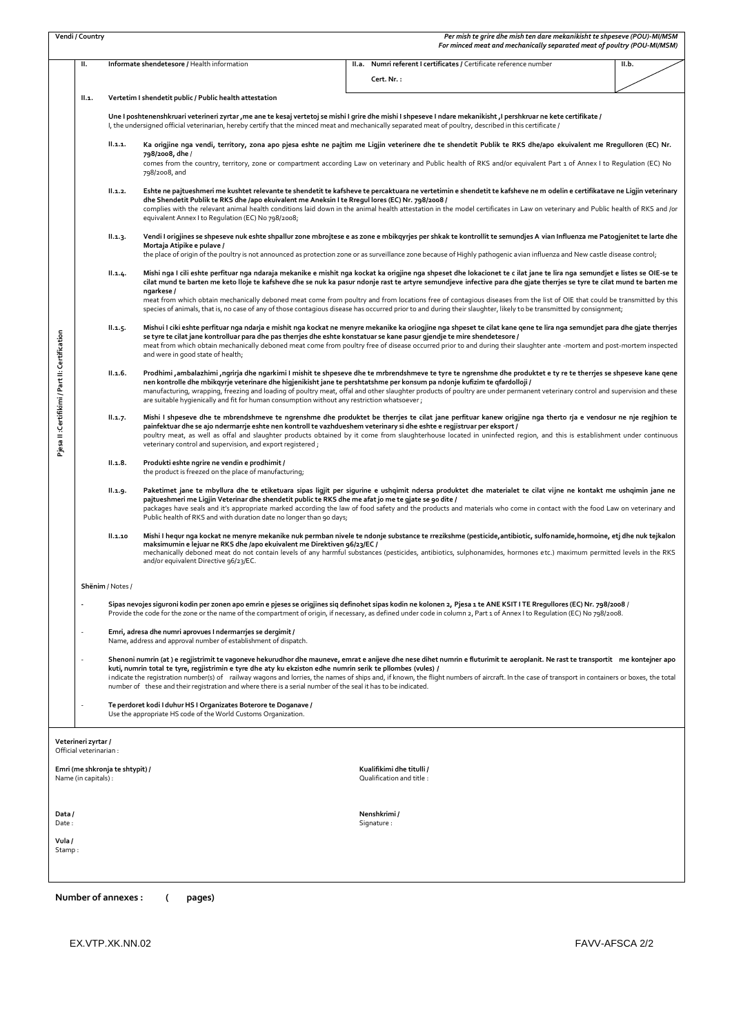**Vendi / Country**

*Per mish te grire dhe mish ten dare mekanikisht te shpeseve (POU)-MI/MSM*
*For minced meat and mechanically separated meat of poultry (POU-MI/MSM)*

Pjesa II :Certifikimi / Part II: Certification

| II. | Informate shendetesore / Health information | II.a. Numri referent I certificates / Certificate reference number<br><br>Cert. Nr. : | II.b. |
|---|---|---|---|

**II.1. Vertetim I shendetit public / Public health attestation**

**Une I poshtenenshkruari veterineri zyrtar ,me ane te kesaj vertetoj se mishi I grire dhe mishi I shpeseve I ndare mekanikisht ,I pershkruar ne kete certifikate /**
I, the undersigned official veterinarian, hereby certify that the minced meat and mechanically separated meat of poultry, described in this certificate /

**II.1.1.** **Ka origjine nga vendi, territory, zona apo pjesa eshte ne pajtim me Ligjin veterinere dhe te shendetit Publik te RKS dhe/apo ekuivalent me Rregulloren (EC) Nr. 798/2008, dhe /**
comes from the country, territory, zone or compartment according Law on veterinary and Public health of RKS and/or equivalent Part 1 of Annex I to Regulation (EC) No 798/2008, and

**II.1.2.** **Eshte ne pajtueshmeri me kushtet relevante te shendetit te kafsheve te percaktuara ne vertetimin e shendetit te kafsheve ne m odelin e certifikatave ne Ligjin veterinary dhe Shendetit Publik te RKS dhe /apo ekuivalent me Aneksin I te Rregul lores (EC) Nr. 798/2008 /**
complies with the relevant animal health conditions laid down in the animal health attestation in the model certificates in Law on veterinary and Public health of RKS and /or equivalent Annex I to Regulation (EC) No 798/2008;

**II.1.3.** **Vendi I origjines se shpeseve nuk eshte shpallur zone mbrojtese e as zone e mbikqyrjes per shkak te kontrollit te semundjes A vian Influenza me Patogjenitet te larte dhe Mortaja Atipike e pulave /**
the place of origin of the poultry is not announced as protection zone or as surveillance zone because of Highly pathogenic avian influenza and New castle disease control;

**II.1.4.** **Mishi nga I cili eshte perfituar nga ndaraja mekanike e mishit nga kockat ka origjine nga shpeset dhe lokacionet te c ilat jane te lira nga semundjet e listes se OIE-se te cilat mund te barten me keto lloje te kafsheve dhe se nuk ka pasur ndonje rast te artyre semundjeve infective para dhe gjate therrjes se tyre te cilat mund te barten me ngarkese /**
meat from which obtain mechanically deboned meat come from poultry and from locations free of contagious diseases from the list of OIE that could be transmitted by this species of animals, that is, no case of any of those contagious disease has occurred prior to and during their slaughter, likely to be transmitted by consignment;

**II.1.5.** **Mishui I ciki eshte perfituar nga ndarja e mishit nga kockat ne menyre mekanike ka oriogjine nga shpeset te cilat kane qene te lira nga semundjet para dhe gjate therrjes se tyre te cilat jane kontrolluar para dhe pas therrjes dhe eshte konstatuar se kane pasur gjendje te mire shendetesore /**
meat from which obtain mechanically deboned meat come from poultry free of disease occurred prior to and during their slaughter ante -mortem and post-mortem inspected and were in good state of health;

**II.1.6.** **Prodhimi ,ambalazhimi ,ngrirja dhe ngarkimi I mishit te shpeseve dhe te mrbrendshmeve te tyre te ngrenshme dhe produktet e ty re te therrjes se shpeseve kane qene nen kontrolle dhe mbikqyrje veterinare dhe higjenikisht jane te pershtatshme per konsum pa ndonje kufizim te qfardolloji /**
manufacturing, wrapping, freezing and loading of poultry meat, offal and other slaughter products of poultry are under permanent veterinary control and supervision and these are suitable hygienically and fit for human consumption without any restriction whatsoever ;

**II.1.7.** **Mishi I shpeseve dhe te mbrendshmeve te ngrenshme dhe produktet be therrjes se cilat jane perfituar kanew origjine nga therto rja e vendosur ne nje regjhion te painfektuar dhe se ajo ndermarrje eshte nen kontroll te vazhdueshem veterinary si dhe eshte e regjistruar per eksport /**
poultry meat, as well as offal and slaughter products obtained by it come from slaughterhouse located in uninfected region, and this is establishment under continuous veterinary control and supervision, and export registered ;

**II.1.8.** **Produkti eshte ngrire ne vendin e prodhimit /**
the product is freezed on the place of manufacturing;

**II.1.9.** **Paketimet jane te mbyllura dhe te etiketuara sipas ligjit per sigurine e ushqimit ndersa produktet dhe materialet te cilat vijne ne kontakt me ushqimin jane ne pajtueshmeri me Ligjin Veterinar dhe shendetit public te RKS dhe me afat jo me te gjate se 90 dite /**
packages have seals and it's appropriate marked according the law of food safety and the products and materials who come in contact with the food Law on veterinary and Public health of RKS and with duration date no longer than 90 days;

**II.1.10** **Mishi I hequr nga kockat ne menyre mekanike nuk permban nivele te ndonje substance te rrezikshme (pesticide,antibiotic, sulfonamide,hormione, etj dhe nuk tejkalon maksimumin e lejuar ne RKS dhe /apo ekuivalent me Direktiven 96/23/EC /**
mechanically deboned meat do not contain levels of any harmful substances (pesticides, antibiotics, sulphonamides, hormones etc.) maximum permitted levels in the RKS and/or equivalent Directive 96/23/EC.

**Shënim** / Notes /

- **Sipas nevojes siguroni kodin per zonen apo emrin e pjeses se origjines siq definohet sipas kodin ne kolonen 2, Pjesa 1 te ANE KSIT I TE Rregullores (EC) Nr. 798/2008 /**
  Provide the code for the zone or the name of the compartment of origin, if necessary, as defined under code in column 2, Part 1 of Annex I to Regulation (EC) No 798/2008.
- **Emri, adresa dhe numri aprovues I ndermarrjes se dergimit /**
  Name, address and approval number of establishment of dispatch.
- **Shenoni numrin (at ) e regjistrimit te vagoneve hekurudhor dhe mauneve, emrat e anijeve dhe nese dihet numrin e fluturimit te aeroplanit. Ne rast te transportit me kontejner apo kuti, numrin total te tyre, regjistrimin e tyre dhe aty ku ekziston edhe numrin serik te pllombes (vules) /**
  indicate the registration number(s) of railway wagons and lorries, the names of ships and, if known, the flight numbers of aircraft. In the case of transport in containers or boxes, the total number of these and their registration and where there is a serial number of the seal it has to be indicated.
- **Te perdoret kodi I duhur HS I Organizates Boterore te Doganave /**
  Use the appropriate HS code of the World Customs Organization.

**Veterineri zyrtar /**
Official veterinarian :

**Emri (me shkronja te shtypit) /**
Name (in capitals) :

**Kualifikimi dhe titulli /**
Qualification and title :

**Data /**
Date :

**Nenshkrimi /**
Signature :

**Vula /**
Stamp :

**Number of annexes : ( pages)**

EX.VTP.XK.NN.02

FAVV-AFSCA 2/2